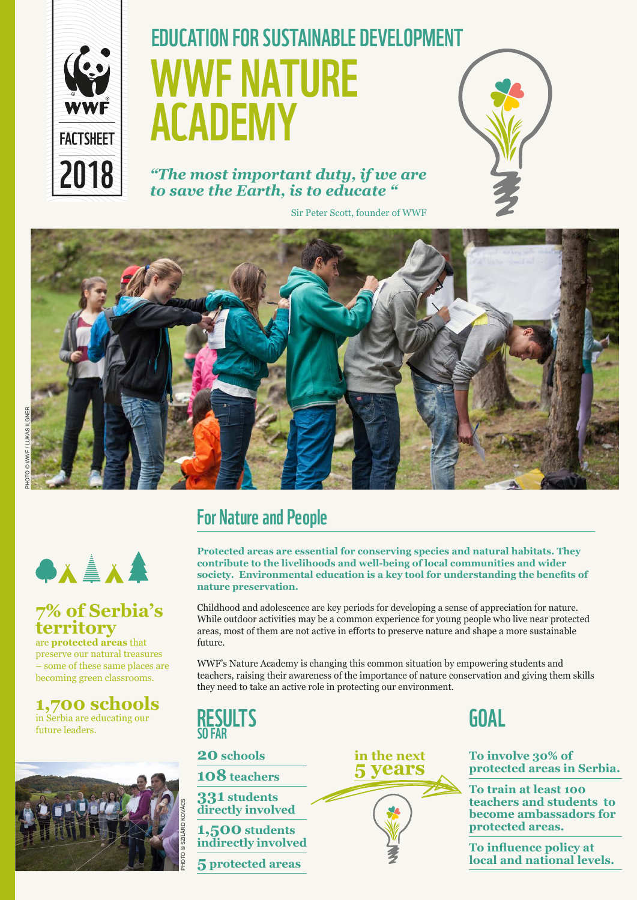WWF

FACTSHEET 2018

## EDUCATION FOR SUSTAINABLE DEVELOPMENT

# WWF NATURE ACADEMY

*"The most important duty, if we are to save the Earth, is to educate "*

Sir Peter Scott, founder of WWF

PHOTO © WWF / LUKAS ILGNER

## For Nature and People

**Protected areas are essential for conserving species and natural habitats. They contribute to the livelihoods and well-being of local communities and wider society. Environmental education is a key tool for understanding the benefits of nature preservation.**

Childhood and adolescence are key periods for developing a sense of appreciation for nature. While outdoor activities may be a common experience for young people who live near protected areas, most of them are not active in efforts to preserve nature and shape a more sustainable future.

WWF's Nature Academy is changing this common situation by empowering students and teachers, raising their awareness of the importance of nature conservation and giving them skills they need to take an active role in protecting our environment.

**7% of Serbia's territory** are **protected areas** that preserve our natural treasures – some of these same places are becoming green classrooms.

**1,700 schools** in Serbia are educating our future leaders.

PHOTO © SZILÁRD KOVÁCS

## RESULTS SO FAR

- **20 schools**
- **108 teachers**
- **331 students directly involved**
- **1,500 students indirectly involved**
- **5 protected areas**

**in the next 5 years**

## GOAL

- **To involve 30% of protected areas in Serbia.**
- **To train at least 100 teachers and students to become ambassadors for protected areas.**
- **To influence policy at local and national levels.**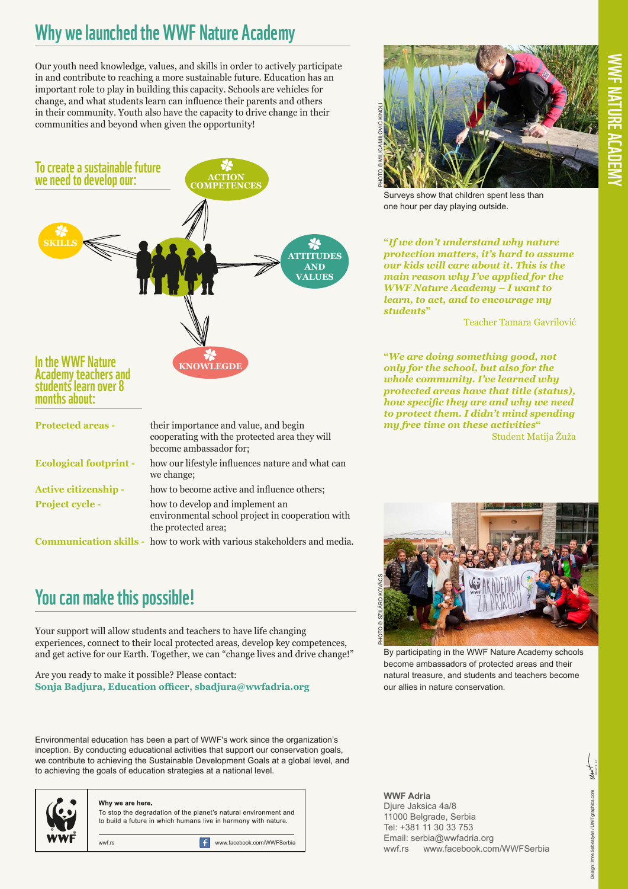# Why we launched the WWF Nature Academy

Our youth need knowledge, values, and skills in order to actively participate in and contribute to reaching a more sustainable future. Education has an important role to play in building this capacity. Schools are vehicles for change, and what students learn can influence their parents and others in their community. Youth also have the capacity to drive change in their communities and beyond when given the opportunity!

## To create a sustainable future we need to develop our:

ACTION COMPETENCES

SKILLS

ATTITUDES AND VALUES

KNOWLEGDE

## In the WWF Nature Academy teachers and students learn over 8 months about:

| | |
|---|---|
| **Protected areas -** | their importance and value, and begin cooperating with the protected area they will become ambassador for; |
| **Ecological footprint -** | how our lifestyle influences nature and what can we change; |
| **Active citizenship -** | how to become active and influence others; |
| **Project cycle -** | how to develop and implement an environmental school project in cooperation with the protected area; |
| **Communication skills -** | how to work with various stakeholders and media. |

# You can make this possible!

Your support will allow students and teachers to have life changing experiences, connect to their local protected areas, develop key competences, and get active for our Earth. Together, we can "change lives and drive change!"

Are you ready to make it possible? Please contact:
**Sonja Badjura, Education officer, sbadjura@wwfadria.org**

Environmental education has been a part of WWF's work since the organization's inception. By conducting educational activities that support our conservation goals, we contribute to achieving the Sustainable Development Goals at a global level, and to achieving the goals of education strategies at a national level.

**Why we are here.**
To stop the degradation of the planet's natural environment and to build a future in which humans live in harmony with nature.

wwf.rs www.facebook.com/WWFSerbia

PHOTO © MILICA MILOVIĆ KINOLI

Surveys show that children spent less than one hour per day playing outside.

***"If we don't understand why nature protection matters, it's hard to assume our kids will care about it. This is the main reason why I've applied for the WWF Nature Academy – I want to learn, to act, and to encourage my students"***

Teacher Tamara Gavrilović

***"We are doing something good, not only for the school, but also for the whole community. I've learned why protected areas have that title (status), how specific they are and why we need to protect them. I didn't mind spending my free time on these activities"***

Student Matija Žuža

PHOTO © SZILÁRD KOVÁCS

By participating in the WWF Nature Academy schools become ambassadors of protected areas and their natural treasure, and students and teachers become our allies in nature conservation.

**WWF Adria**
Djure Jaksica 4a/8
11000 Belgrade, Serbia
Tel: +381 11 30 33 753
Email: serbia@wwfadria.org
wwf.rs www.facebook.com/WWFSerbia

Design: Imre Sebestyén / UNITgraphics.com